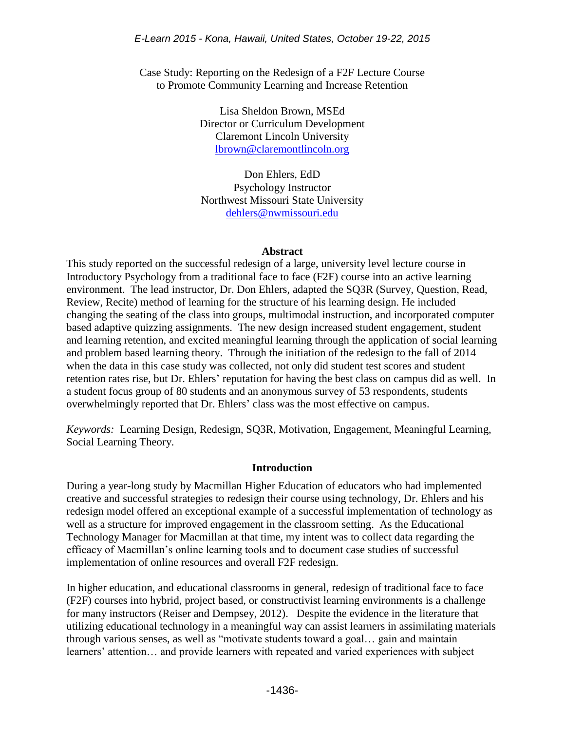*E-Learn 2015 - Kona, Hawaii, United States, October 19-22, 2015*

# Case Study: Reporting on the Redesign of a F2F Lecture Course to Promote Community Learning and Increase Retention

Lisa Sheldon Brown, MSEd
Director or Curriculum Development
Claremont Lincoln University
lbrown@claremontlincoln.org

Don Ehlers, EdD
Psychology Instructor
Northwest Missouri State University
dehlers@nwmissouri.edu

## Abstract

This study reported on the successful redesign of a large, university level lecture course in Introductory Psychology from a traditional face to face (F2F) course into an active learning environment. The lead instructor, Dr. Don Ehlers, adapted the SQ3R (Survey, Question, Read, Review, Recite) method of learning for the structure of his learning design. He included changing the seating of the class into groups, multimodal instruction, and incorporated computer based adaptive quizzing assignments. The new design increased student engagement, student and learning retention, and excited meaningful learning through the application of social learning and problem based learning theory. Through the initiation of the redesign to the fall of 2014 when the data in this case study was collected, not only did student test scores and student retention rates rise, but Dr. Ehlers' reputation for having the best class on campus did as well. In a student focus group of 80 students and an anonymous survey of 53 respondents, students overwhelmingly reported that Dr. Ehlers' class was the most effective on campus.

*Keywords:* Learning Design, Redesign, SQ3R, Motivation, Engagement, Meaningful Learning, Social Learning Theory.

## Introduction

During a year-long study by Macmillan Higher Education of educators who had implemented creative and successful strategies to redesign their course using technology, Dr. Ehlers and his redesign model offered an exceptional example of a successful implementation of technology as well as a structure for improved engagement in the classroom setting. As the Educational Technology Manager for Macmillan at that time, my intent was to collect data regarding the efficacy of Macmillan's online learning tools and to document case studies of successful implementation of online resources and overall F2F redesign.

In higher education, and educational classrooms in general, redesign of traditional face to face (F2F) courses into hybrid, project based, or constructivist learning environments is a challenge for many instructors (Reiser and Dempsey, 2012). Despite the evidence in the literature that utilizing educational technology in a meaningful way can assist learners in assimilating materials through various senses, as well as "motivate students toward a goal… gain and maintain learners' attention… and provide learners with repeated and varied experiences with subject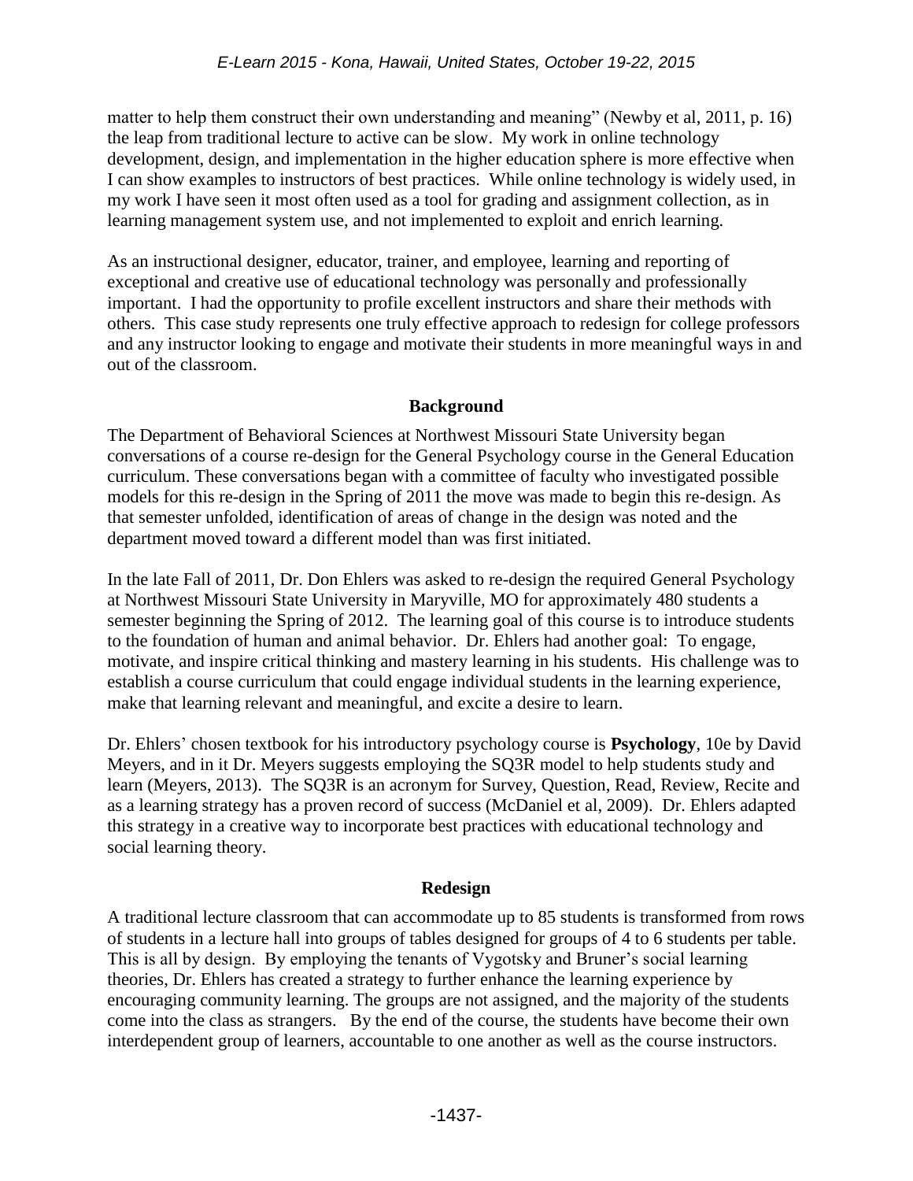matter to help them construct their own understanding and meaning" (Newby et al, 2011, p. 16) the leap from traditional lecture to active can be slow. My work in online technology development, design, and implementation in the higher education sphere is more effective when I can show examples to instructors of best practices. While online technology is widely used, in my work I have seen it most often used as a tool for grading and assignment collection, as in learning management system use, and not implemented to exploit and enrich learning.

As an instructional designer, educator, trainer, and employee, learning and reporting of exceptional and creative use of educational technology was personally and professionally important. I had the opportunity to profile excellent instructors and share their methods with others. This case study represents one truly effective approach to redesign for college professors and any instructor looking to engage and motivate their students in more meaningful ways in and out of the classroom.

## Background

The Department of Behavioral Sciences at Northwest Missouri State University began conversations of a course re-design for the General Psychology course in the General Education curriculum. These conversations began with a committee of faculty who investigated possible models for this re-design in the Spring of 2011 the move was made to begin this re-design. As that semester unfolded, identification of areas of change in the design was noted and the department moved toward a different model than was first initiated.

In the late Fall of 2011, Dr. Don Ehlers was asked to re-design the required General Psychology at Northwest Missouri State University in Maryville, MO for approximately 480 students a semester beginning the Spring of 2012. The learning goal of this course is to introduce students to the foundation of human and animal behavior. Dr. Ehlers had another goal: To engage, motivate, and inspire critical thinking and mastery learning in his students. His challenge was to establish a course curriculum that could engage individual students in the learning experience, make that learning relevant and meaningful, and excite a desire to learn.

Dr. Ehlers' chosen textbook for his introductory psychology course is **Psychology**, 10e by David Meyers, and in it Dr. Meyers suggests employing the SQ3R model to help students study and learn (Meyers, 2013). The SQ3R is an acronym for Survey, Question, Read, Review, Recite and as a learning strategy has a proven record of success (McDaniel et al, 2009). Dr. Ehlers adapted this strategy in a creative way to incorporate best practices with educational technology and social learning theory.

## Redesign

A traditional lecture classroom that can accommodate up to 85 students is transformed from rows of students in a lecture hall into groups of tables designed for groups of 4 to 6 students per table. This is all by design. By employing the tenants of Vygotsky and Bruner's social learning theories, Dr. Ehlers has created a strategy to further enhance the learning experience by encouraging community learning. The groups are not assigned, and the majority of the students come into the class as strangers. By the end of the course, the students have become their own interdependent group of learners, accountable to one another as well as the course instructors.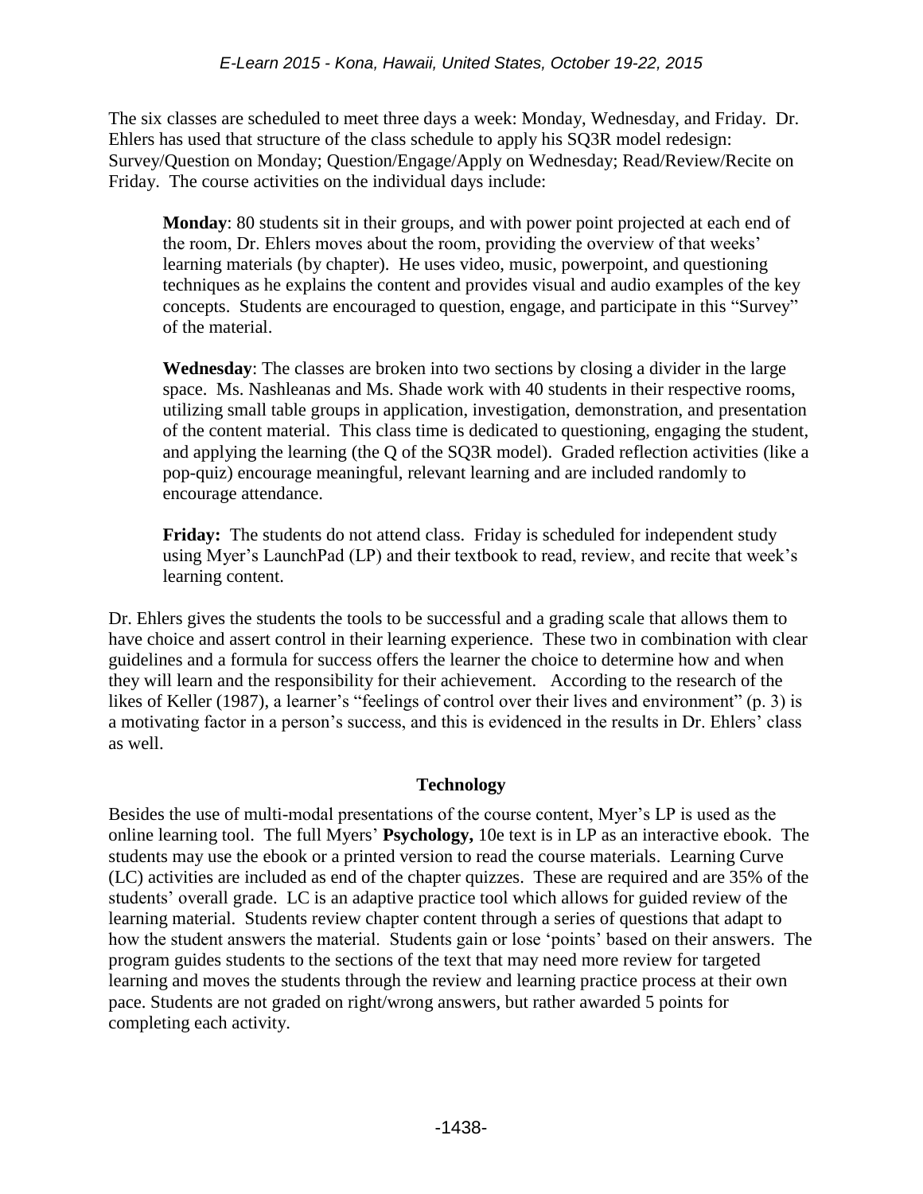The six classes are scheduled to meet three days a week: Monday, Wednesday, and Friday. Dr. Ehlers has used that structure of the class schedule to apply his SQ3R model redesign: Survey/Question on Monday; Question/Engage/Apply on Wednesday; Read/Review/Recite on Friday. The course activities on the individual days include:

> **Monday**: 80 students sit in their groups, and with power point projected at each end of the room, Dr. Ehlers moves about the room, providing the overview of that weeks' learning materials (by chapter). He uses video, music, powerpoint, and questioning techniques as he explains the content and provides visual and audio examples of the key concepts. Students are encouraged to question, engage, and participate in this "Survey" of the material.
>
> **Wednesday**: The classes are broken into two sections by closing a divider in the large space. Ms. Nashleanas and Ms. Shade work with 40 students in their respective rooms, utilizing small table groups in application, investigation, demonstration, and presentation of the content material. This class time is dedicated to questioning, engaging the student, and applying the learning (the Q of the SQ3R model). Graded reflection activities (like a pop-quiz) encourage meaningful, relevant learning and are included randomly to encourage attendance.
>
> **Friday:** The students do not attend class. Friday is scheduled for independent study using Myer's LaunchPad (LP) and their textbook to read, review, and recite that week's learning content.

Dr. Ehlers gives the students the tools to be successful and a grading scale that allows them to have choice and assert control in their learning experience. These two in combination with clear guidelines and a formula for success offers the learner the choice to determine how and when they will learn and the responsibility for their achievement. According to the research of the likes of Keller (1987), a learner's "feelings of control over their lives and environment" (p. 3) is a motivating factor in a person's success, and this is evidenced in the results in Dr. Ehlers' class as well.

## Technology

Besides the use of multi-modal presentations of the course content, Myer's LP is used as the online learning tool. The full Myers' **Psychology,** 10e text is in LP as an interactive ebook. The students may use the ebook or a printed version to read the course materials. Learning Curve (LC) activities are included as end of the chapter quizzes. These are required and are 35% of the students' overall grade. LC is an adaptive practice tool which allows for guided review of the learning material. Students review chapter content through a series of questions that adapt to how the student answers the material. Students gain or lose 'points' based on their answers. The program guides students to the sections of the text that may need more review for targeted learning and moves the students through the review and learning practice process at their own pace. Students are not graded on right/wrong answers, but rather awarded 5 points for completing each activity.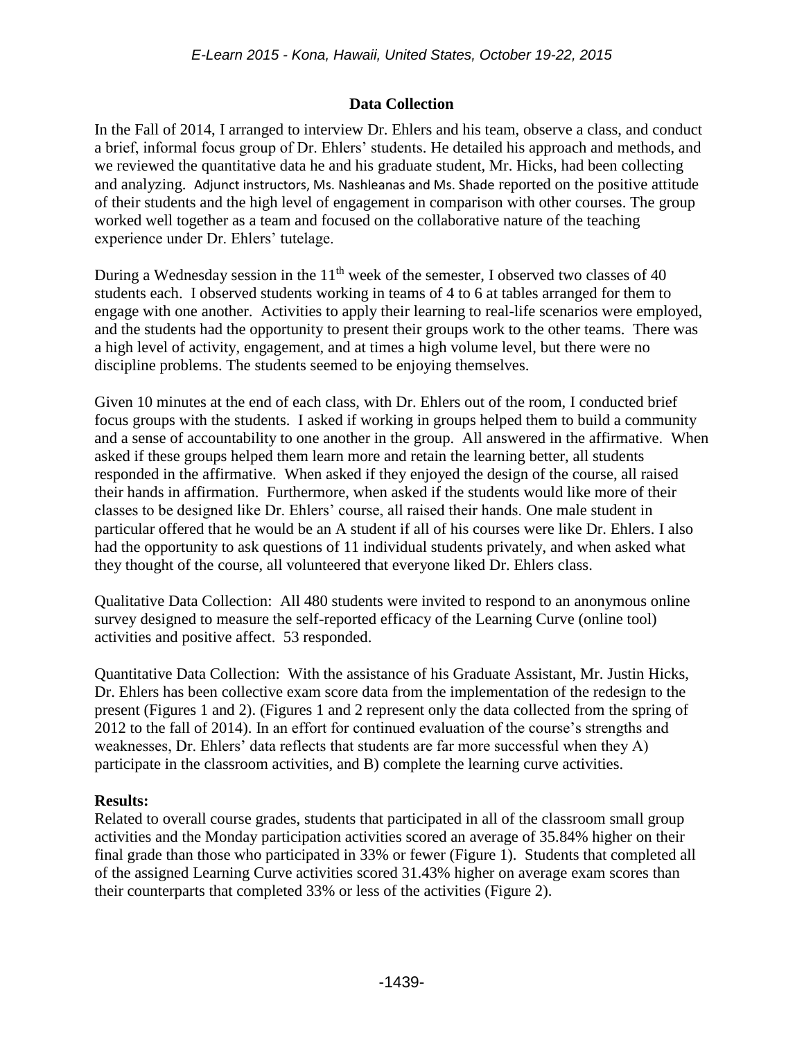## Data Collection

In the Fall of 2014, I arranged to interview Dr. Ehlers and his team, observe a class, and conduct a brief, informal focus group of Dr. Ehlers' students. He detailed his approach and methods, and we reviewed the quantitative data he and his graduate student, Mr. Hicks, had been collecting and analyzing. Adjunct instructors, Ms. Nashleanas and Ms. Shade reported on the positive attitude of their students and the high level of engagement in comparison with other courses. The group worked well together as a team and focused on the collaborative nature of the teaching experience under Dr. Ehlers' tutelage.

During a Wednesday session in the 11th week of the semester, I observed two classes of 40 students each. I observed students working in teams of 4 to 6 at tables arranged for them to engage with one another. Activities to apply their learning to real-life scenarios were employed, and the students had the opportunity to present their groups work to the other teams. There was a high level of activity, engagement, and at times a high volume level, but there were no discipline problems. The students seemed to be enjoying themselves.

Given 10 minutes at the end of each class, with Dr. Ehlers out of the room, I conducted brief focus groups with the students. I asked if working in groups helped them to build a community and a sense of accountability to one another in the group. All answered in the affirmative. When asked if these groups helped them learn more and retain the learning better, all students responded in the affirmative. When asked if they enjoyed the design of the course, all raised their hands in affirmation. Furthermore, when asked if the students would like more of their classes to be designed like Dr. Ehlers' course, all raised their hands. One male student in particular offered that he would be an A student if all of his courses were like Dr. Ehlers. I also had the opportunity to ask questions of 11 individual students privately, and when asked what they thought of the course, all volunteered that everyone liked Dr. Ehlers class.

Qualitative Data Collection: All 480 students were invited to respond to an anonymous online survey designed to measure the self-reported efficacy of the Learning Curve (online tool) activities and positive affect. 53 responded.

Quantitative Data Collection: With the assistance of his Graduate Assistant, Mr. Justin Hicks, Dr. Ehlers has been collective exam score data from the implementation of the redesign to the present (Figures 1 and 2). (Figures 1 and 2 represent only the data collected from the spring of 2012 to the fall of 2014). In an effort for continued evaluation of the course's strengths and weaknesses, Dr. Ehlers' data reflects that students are far more successful when they A) participate in the classroom activities, and B) complete the learning curve activities.

**Results:**

Related to overall course grades, students that participated in all of the classroom small group activities and the Monday participation activities scored an average of 35.84% higher on their final grade than those who participated in 33% or fewer (Figure 1). Students that completed all of the assigned Learning Curve activities scored 31.43% higher on average exam scores than their counterparts that completed 33% or less of the activities (Figure 2).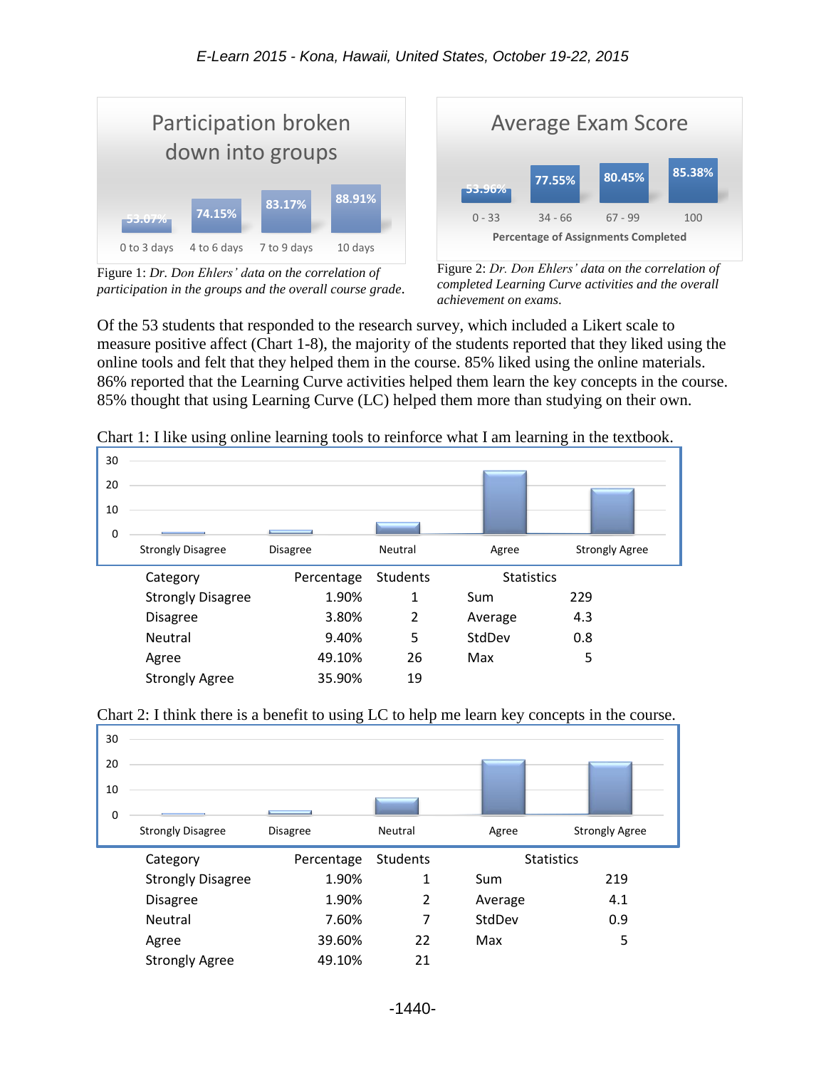Participation broken down into groups

| 0 to 3 days | 4 to 6 days | 7 to 9 days | 10 days |
|---|---|---|---|
| 53.07% | 74.15% | 83.17% | 88.91% |

Figure 1: *Dr. Don Ehlers' data on the correlation of participation in the groups and the overall course grade.*

Average Exam Score

| 0 - 33 | 34 - 66 | 67 - 99 | 100 |
|---|---|---|---|
| 53.96% | 77.55% | 80.45% | 85.38% |

Percentage of Assignments Completed

Figure 2: *Dr. Don Ehlers' data on the correlation of completed Learning Curve activities and the overall achievement on exams.*

Of the 53 students that responded to the research survey, which included a Likert scale to measure positive affect (Chart 1-8), the majority of the students reported that they liked using the online tools and felt that they helped them in the course. 85% liked using the online materials. 86% reported that the Learning Curve activities helped them learn the key concepts in the course. 85% thought that using Learning Curve (LC) helped them more than studying on their own.

Chart 1: I like using online learning tools to reinforce what I am learning in the textbook.

| Category | Percentage | Students | Statistics | |
|---|---|---|---|---|
| Strongly Disagree | 1.90% | 1 | Sum | 229 |
| Disagree | 3.80% | 2 | Average | 4.3 |
| Neutral | 9.40% | 5 | StdDev | 0.8 |
| Agree | 49.10% | 26 | Max | 5 |
| Strongly Agree | 35.90% | 19 | | |

Chart 2: I think there is a benefit to using LC to help me learn key concepts in the course.

| Category | Percentage | Students | Statistics | |
|---|---|---|---|---|
| Strongly Disagree | 1.90% | 1 | Sum | 219 |
| Disagree | 1.90% | 2 | Average | 4.1 |
| Neutral | 7.60% | 7 | StdDev | 0.9 |
| Agree | 39.60% | 22 | Max | 5 |
| Strongly Agree | 49.10% | 21 | | |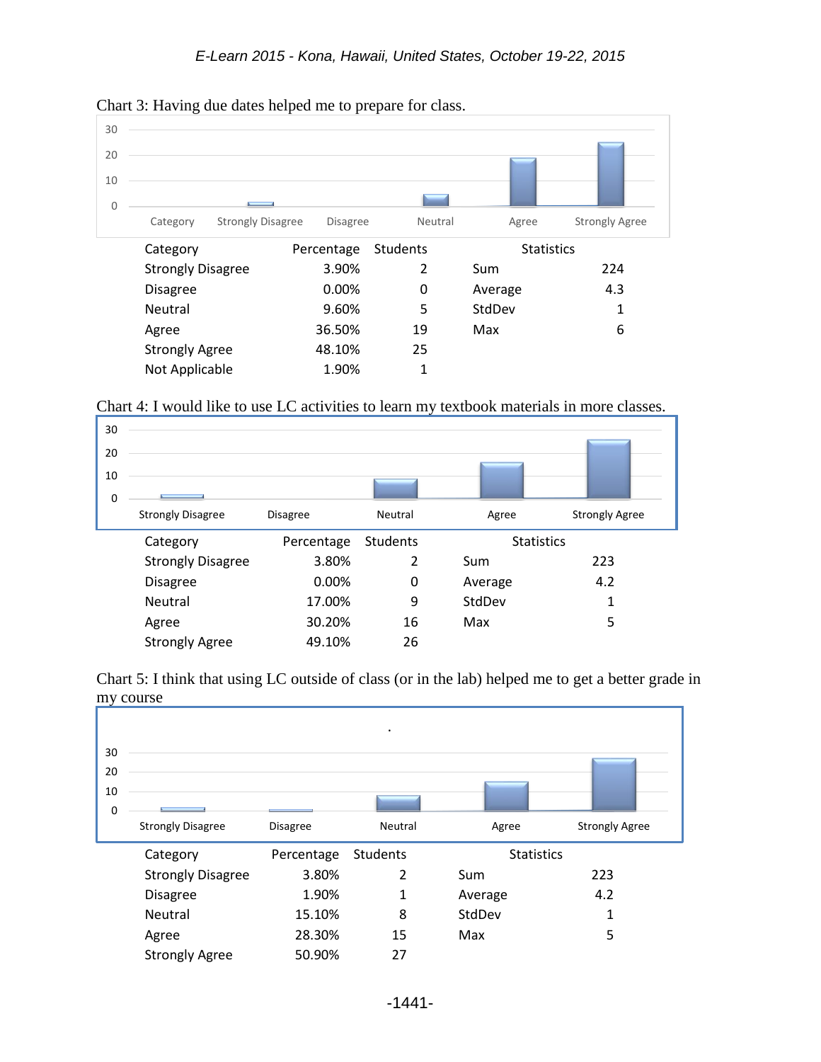Chart 3: Having due dates helped me to prepare for class.

| Category | Percentage | Students | Statistics | |
|---|---|---|---|---|
| Strongly Disagree | 3.90% | 2 | Sum | 224 |
| Disagree | 0.00% | 0 | Average | 4.3 |
| Neutral | 9.60% | 5 | StdDev | 1 |
| Agree | 36.50% | 19 | Max | 6 |
| Strongly Agree | 48.10% | 25 | | |
| Not Applicable | 1.90% | 1 | | |

Chart 4: I would like to use LC activities to learn my textbook materials in more classes.

| Category | Percentage | Students | Statistics | |
|---|---|---|---|---|
| Strongly Disagree | 3.80% | 2 | Sum | 223 |
| Disagree | 0.00% | 0 | Average | 4.2 |
| Neutral | 17.00% | 9 | StdDev | 1 |
| Agree | 30.20% | 16 | Max | 5 |
| Strongly Agree | 49.10% | 26 | | |

Chart 5: I think that using LC outside of class (or in the lab) helped me to get a better grade in my course

| Category | Percentage | Students | Statistics | |
|---|---|---|---|---|
| Strongly Disagree | 3.80% | 2 | Sum | 223 |
| Disagree | 1.90% | 1 | Average | 4.2 |
| Neutral | 15.10% | 8 | StdDev | 1 |
| Agree | 28.30% | 15 | Max | 5 |
| Strongly Agree | 50.90% | 27 | | |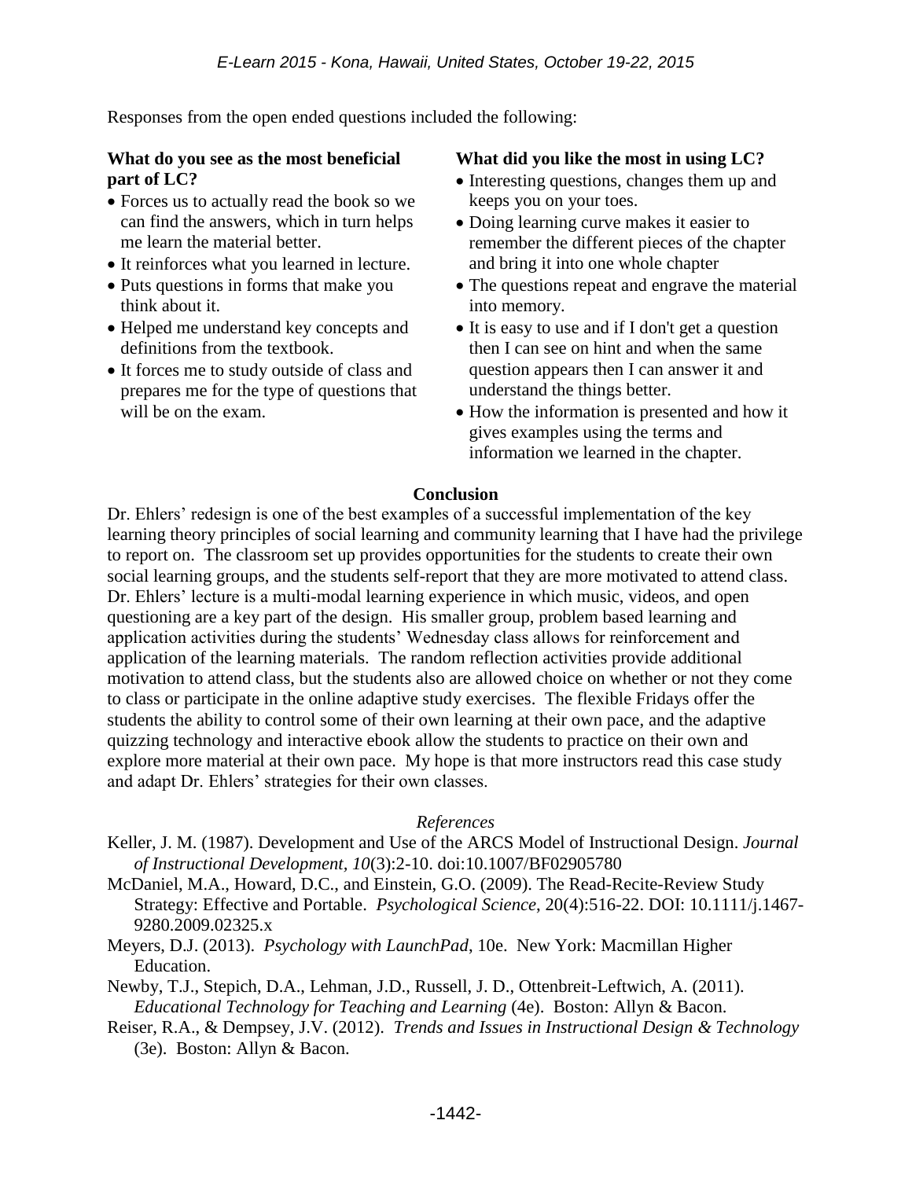Responses from the open ended questions included the following:

**What do you see as the most beneficial part of LC?**

- Forces us to actually read the book so we can find the answers, which in turn helps me learn the material better.
- It reinforces what you learned in lecture.
- Puts questions in forms that make you think about it.
- Helped me understand key concepts and definitions from the textbook.
- It forces me to study outside of class and prepares me for the type of questions that will be on the exam.

**What did you like the most in using LC?**

- Interesting questions, changes them up and keeps you on your toes.
- Doing learning curve makes it easier to remember the different pieces of the chapter and bring it into one whole chapter
- The questions repeat and engrave the material into memory.
- It is easy to use and if I don't get a question then I can see on hint and when the same question appears then I can answer it and understand the things better.
- How the information is presented and how it gives examples using the terms and information we learned in the chapter.

## Conclusion

Dr. Ehlers' redesign is one of the best examples of a successful implementation of the key learning theory principles of social learning and community learning that I have had the privilege to report on. The classroom set up provides opportunities for the students to create their own social learning groups, and the students self-report that they are more motivated to attend class. Dr. Ehlers' lecture is a multi-modal learning experience in which music, videos, and open questioning are a key part of the design. His smaller group, problem based learning and application activities during the students' Wednesday class allows for reinforcement and application of the learning materials. The random reflection activities provide additional motivation to attend class, but the students also are allowed choice on whether or not they come to class or participate in the online adaptive study exercises. The flexible Fridays offer the students the ability to control some of their own learning at their own pace, and the adaptive quizzing technology and interactive ebook allow the students to practice on their own and explore more material at their own pace. My hope is that more instructors read this case study and adapt Dr. Ehlers' strategies for their own classes.

### *References*

Keller, J. M. (1987). Development and Use of the ARCS Model of Instructional Design. *Journal of Instructional Development, 10*(3):2-10. doi:10.1007/BF02905780

McDaniel, M.A., Howard, D.C., and Einstein, G.O. (2009). The Read-Recite-Review Study Strategy: Effective and Portable. *Psychological Science*, 20(4):516-22. DOI: 10.1111/j.1467-9280.2009.02325.x

Meyers, D.J. (2013). *Psychology with LaunchPad*, 10e. New York: Macmillan Higher Education.

Newby, T.J., Stepich, D.A., Lehman, J.D., Russell, J. D., Ottenbreit-Leftwich, A. (2011). *Educational Technology for Teaching and Learning* (4e). Boston: Allyn & Bacon.

Reiser, R.A., & Dempsey, J.V. (2012). *Trends and Issues in Instructional Design & Technology* (3e). Boston: Allyn & Bacon.